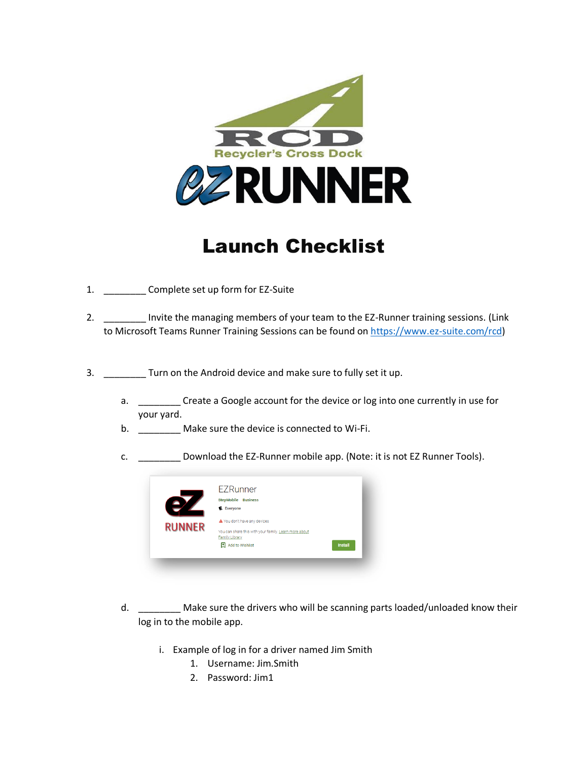# Launch Checklist

1. ________ Complete set up form for EZ-Suite

2. ________ Invite the managing members of your team to the EZ-Runner training sessions. (Link to Microsoft Teams Runner Training Sessions can be found on https://www.ez-suite.com/rcd)

3. ________ Turn on the Android device and make sure to fully set it up.

   a. ________ Create a Google account for the device or log into one currently in use for your yard.

   b. ________ Make sure the device is connected to Wi-Fi.

   c. ________ Download the EZ-Runner mobile app. (Note: it is not EZ Runner Tools).

   d. ________ Make sure the drivers who will be scanning parts loaded/unloaded know their log in to the mobile app.

      i. Example of log in for a driver named Jim Smith
         1. Username: Jim.Smith
         2. Password: Jim1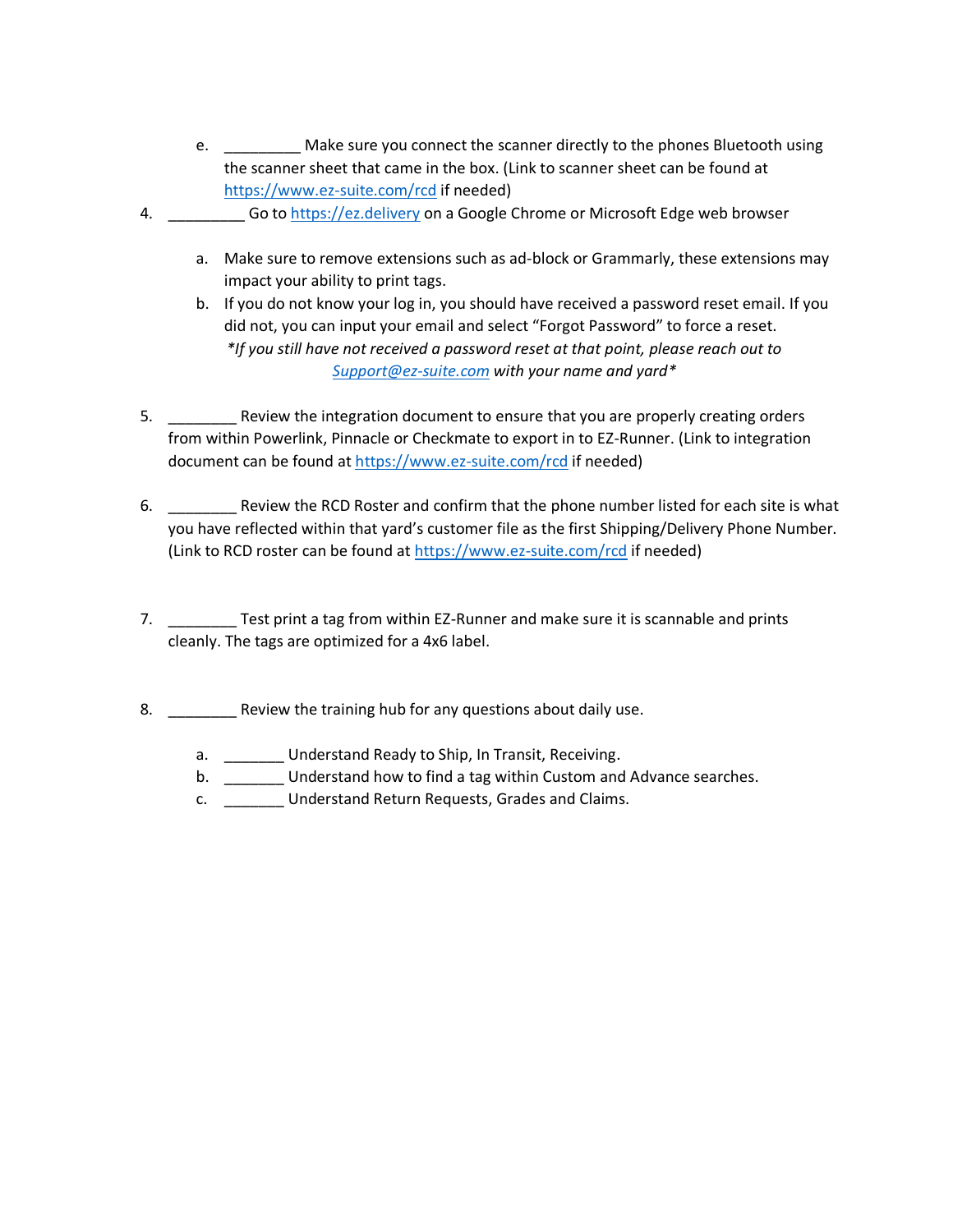e. _________ Make sure you connect the scanner directly to the phones Bluetooth using the scanner sheet that came in the box. (Link to scanner sheet can be found at https://www.ez-suite.com/rcd if needed)

4. _________ Go to https://ez.delivery on a Google Chrome or Microsoft Edge web browser

   a. Make sure to remove extensions such as ad-block or Grammarly, these extensions may impact your ability to print tags.
   b. If you do not know your log in, you should have received a password reset email. If you did not, you can input your email and select "Forgot Password" to force a reset.
   *\*If you still have not received a password reset at that point, please reach out to Support@ez-suite.com with your name and yard\**

5. ________ Review the integration document to ensure that you are properly creating orders from within Powerlink, Pinnacle or Checkmate to export in to EZ-Runner. (Link to integration document can be found at https://www.ez-suite.com/rcd if needed)

6. ________ Review the RCD Roster and confirm that the phone number listed for each site is what you have reflected within that yard's customer file as the first Shipping/Delivery Phone Number. (Link to RCD roster can be found at https://www.ez-suite.com/rcd if needed)

7. ________ Test print a tag from within EZ-Runner and make sure it is scannable and prints cleanly. The tags are optimized for a 4x6 label.

8. ________ Review the training hub for any questions about daily use.

   a. _______ Understand Ready to Ship, In Transit, Receiving.
   b. _______ Understand how to find a tag within Custom and Advance searches.
   c. _______ Understand Return Requests, Grades and Claims.